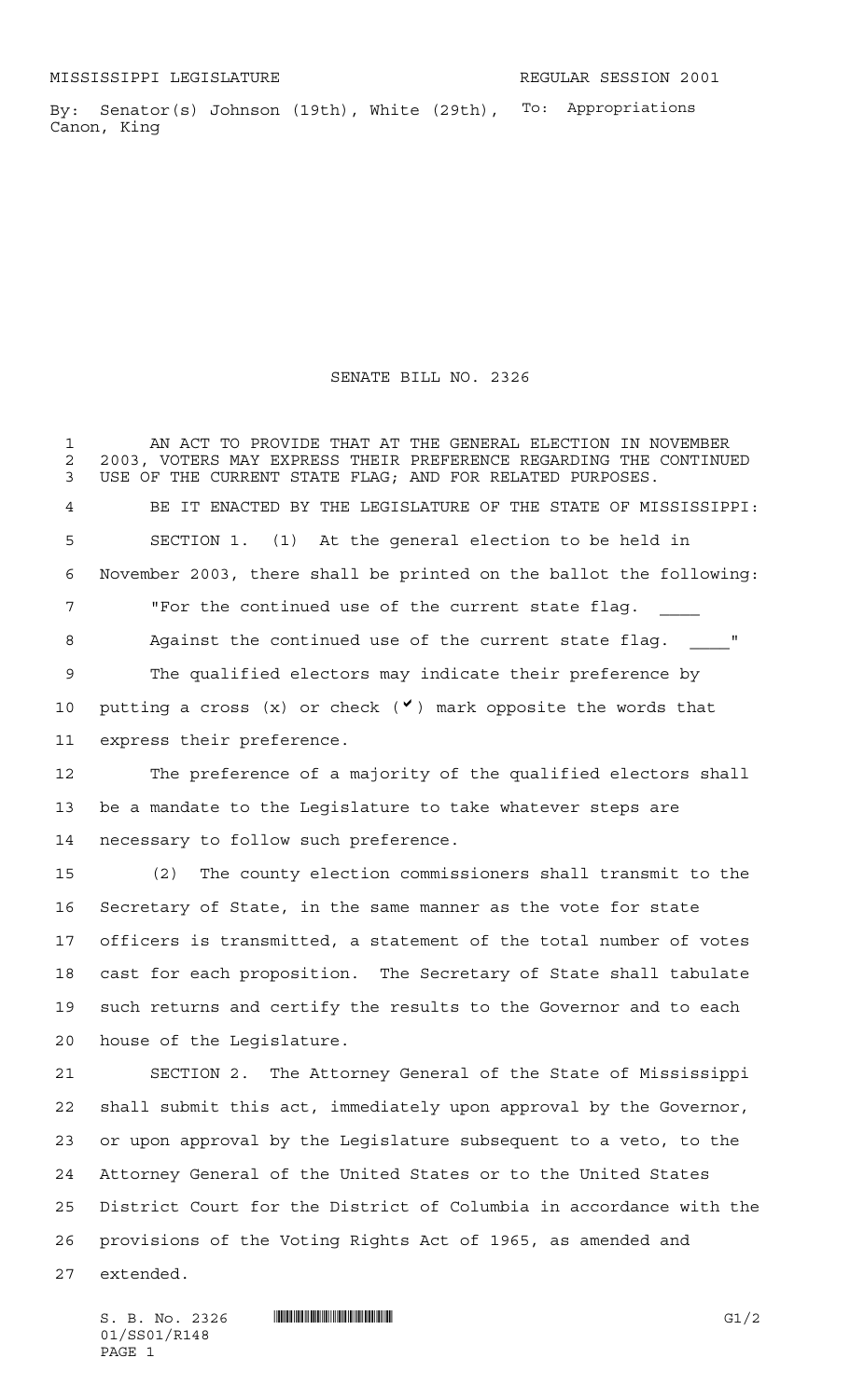MISSISSIPPI LEGISLATURE REGULAR SESSION 2001

By: Senator(s) Johnson (19th), White (29th), Canon, King

To: Appropriations

# SENATE BILL NO. 2326

AN ACT TO PROVIDE THAT AT THE GENERAL ELECTION IN NOVEMBER 2003, VOTERS MAY EXPRESS THEIR PREFERENCE REGARDING THE CONTINUED USE OF THE CURRENT STATE FLAG; AND FOR RELATED PURPOSES.

BE IT ENACTED BY THE LEGISLATURE OF THE STATE OF MISSISSIPPI:

SECTION 1. (1) At the general election to be held in November 2003, there shall be printed on the ballot the following:

"For the continued use of the current state flag. ____

Against the continued use of the current state flag. ____"

The qualified electors may indicate their preference by putting a cross (x) or check (✔) mark opposite the words that express their preference.

The preference of a majority of the qualified electors shall be a mandate to the Legislature to take whatever steps are necessary to follow such preference.

(2) The county election commissioners shall transmit to the Secretary of State, in the same manner as the vote for state officers is transmitted, a statement of the total number of votes cast for each proposition. The Secretary of State shall tabulate such returns and certify the results to the Governor and to each house of the Legislature.

SECTION 2. The Attorney General of the State of Mississippi shall submit this act, immediately upon approval by the Governor, or upon approval by the Legislature subsequent to a veto, to the Attorney General of the United States or to the United States District Court for the District of Columbia in accordance with the provisions of the Voting Rights Act of 1965, as amended and extended.

S. B. No. 2326 G1/2
01/SS01/R148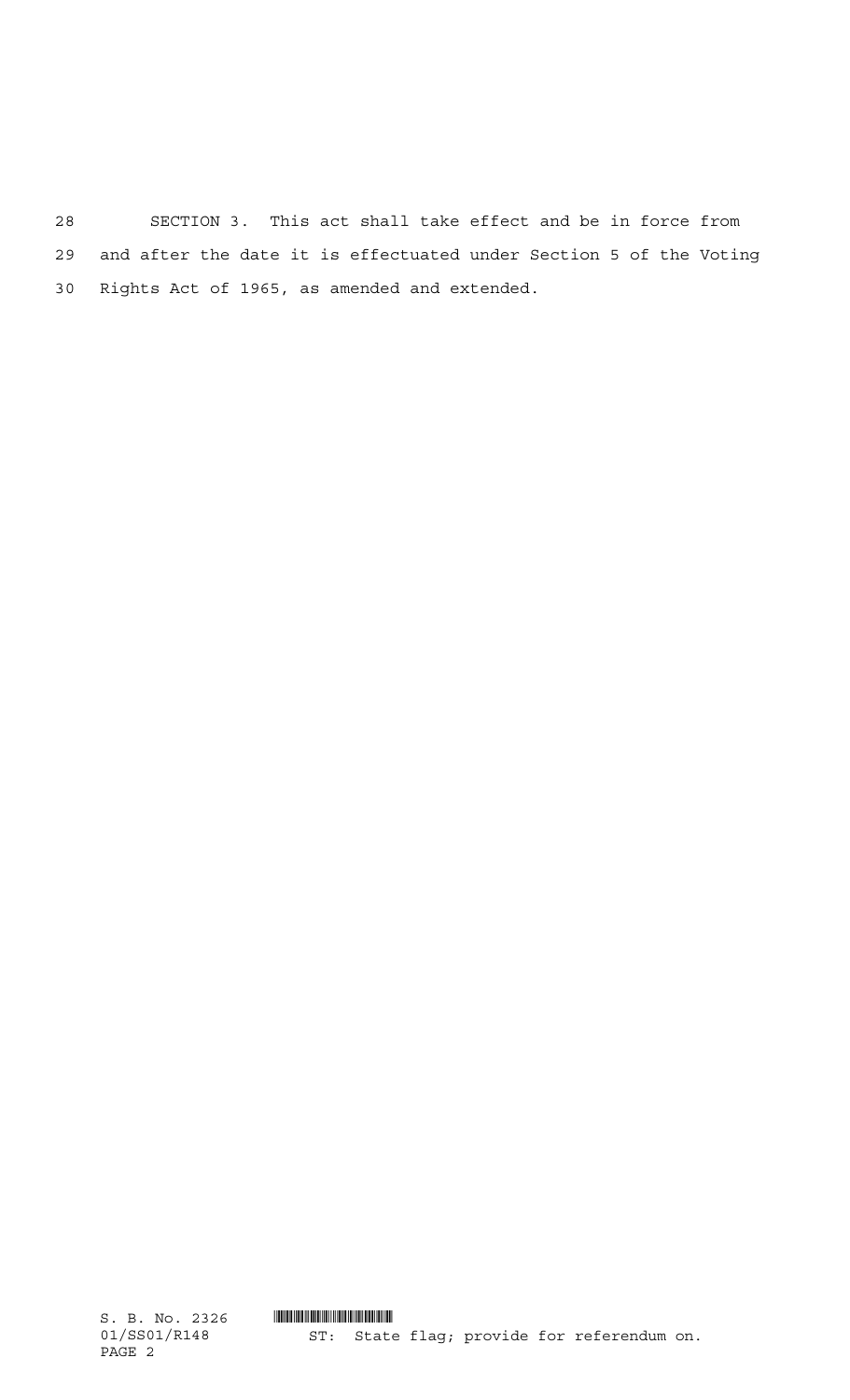28 SECTION 3. This act shall take effect and be in force from
29 and after the date it is effectuated under Section 5 of the Voting
30 Rights Act of 1965, as amended and extended.

S. B. No. 2326
01/SS01/R148 ST: State flag; provide for referendum on.